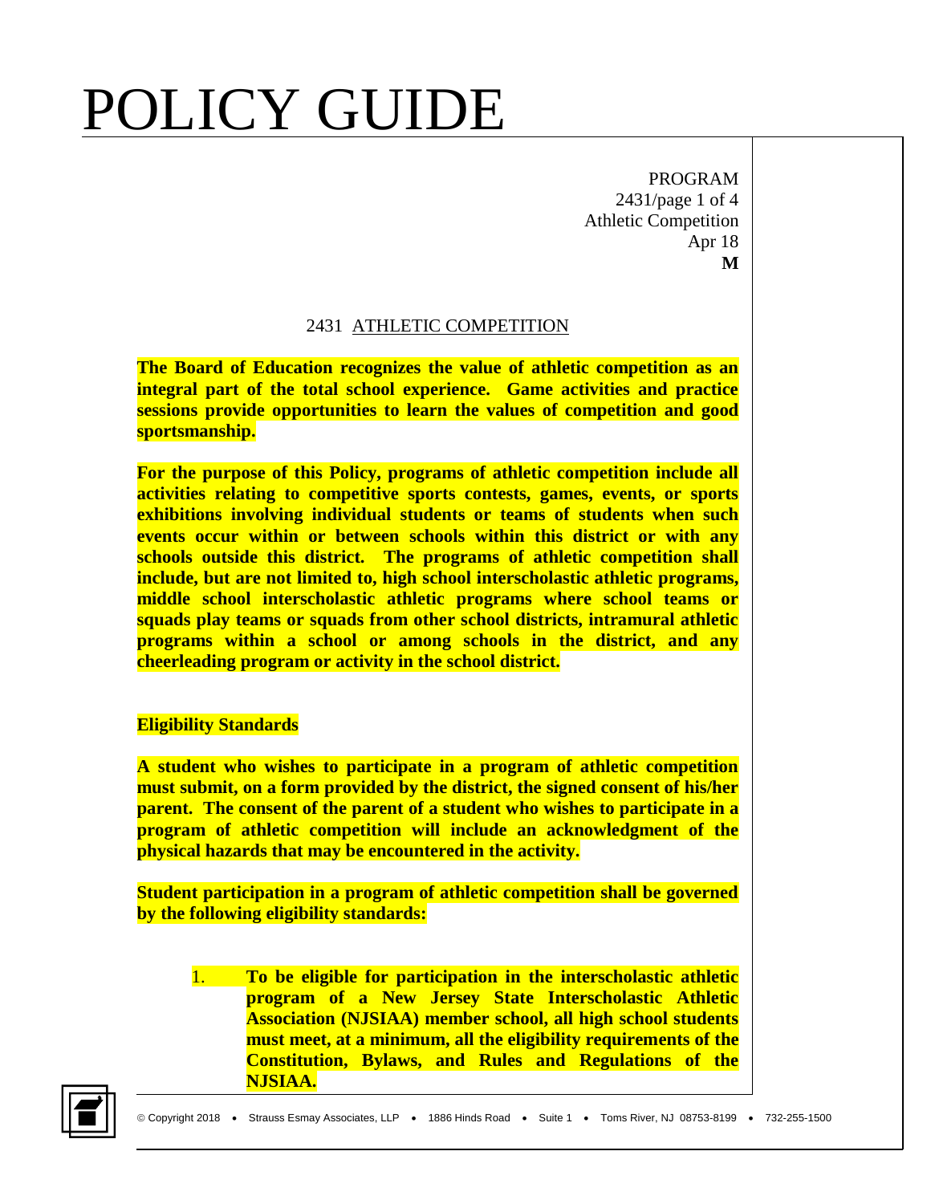# POLICY GUIDE

PROGRAM
2431
Athletic Competition
Apr 18
**M**

## 2431 ATHLETIC COMPETITION

**The Board of Education recognizes the value of athletic competition as an integral part of the total school experience. Game activities and practice sessions provide opportunities to learn the values of competition and good sportsmanship.**

**For the purpose of this Policy, programs of athletic competition include all activities relating to competitive sports contests, games, events, or sports exhibitions involving individual students or teams of students when such events occur within or between schools within this district or with any schools outside this district. The programs of athletic competition shall include, but are not limited to, high school interscholastic athletic programs, middle school interscholastic athletic programs where school teams or squads play teams or squads from other school districts, intramural athletic programs within a school or among schools in the district, and any cheerleading program or activity in the school district.**

### Eligibility Standards

**A student who wishes to participate in a program of athletic competition must submit, on a form provided by the district, the signed consent of his/her parent. The consent of the parent of a student who wishes to participate in a program of athletic competition will include an acknowledgment of the physical hazards that may be encountered in the activity.**

**Student participation in a program of athletic competition shall be governed by the following eligibility standards:**

1. **To be eligible for participation in the interscholastic athletic program of a New Jersey State Interscholastic Athletic Association (NJSIAA) member school, all high school students must meet, at a minimum, all the eligibility requirements of the Constitution, Bylaws, and Rules and Regulations of the NJSIAA.**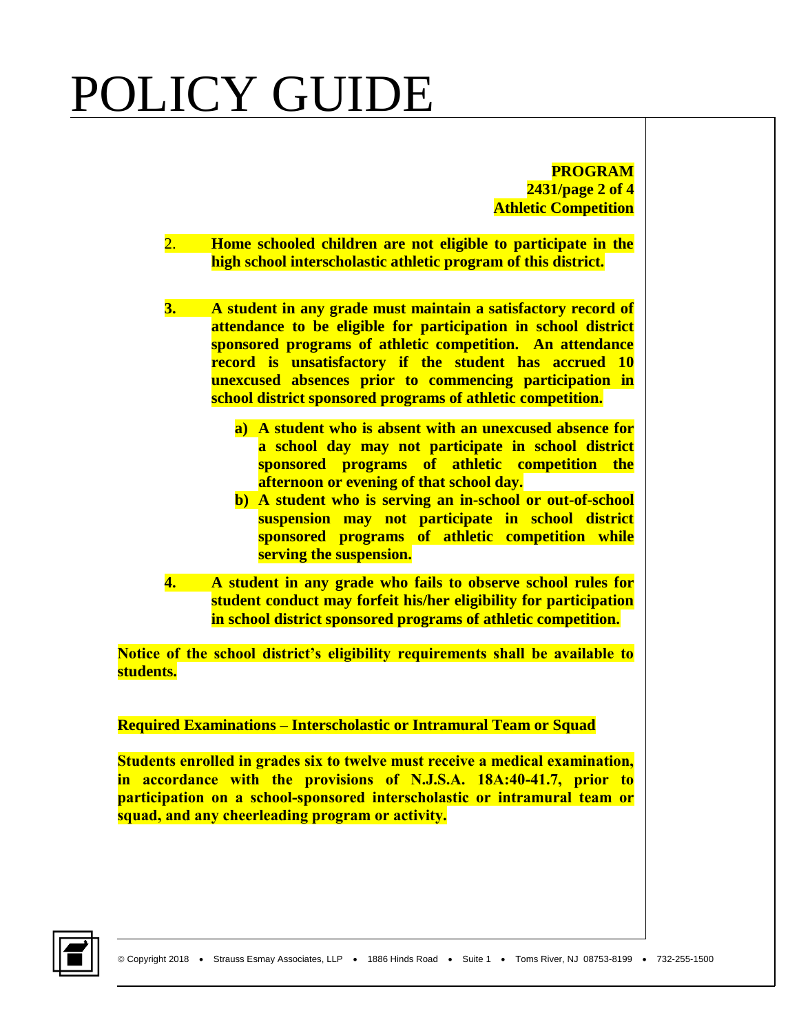**PROGRAM**
**2431/page 2 of 4**
**Athletic Competition**

2. **Home schooled children are not eligible to participate in the high school interscholastic athletic program of this district.**

3. **A student in any grade must maintain a satisfactory record of attendance to be eligible for participation in school district sponsored programs of athletic competition. An attendance record is unsatisfactory if the student has accrued 10 unexcused absences prior to commencing participation in school district sponsored programs of athletic competition.**

   **a) A student who is absent with an unexcused absence for a school day may not participate in school district sponsored programs of athletic competition the afternoon or evening of that school day.**

   **b) A student who is serving an in-school or out-of-school suspension may not participate in school district sponsored programs of athletic competition while serving the suspension.**

4. **A student in any grade who fails to observe school rules for student conduct may forfeit his/her eligibility for participation in school district sponsored programs of athletic competition.**

**Notice of the school district's eligibility requirements shall be available to students.**

**Required Examinations – Interscholastic or Intramural Team or Squad**

**Students enrolled in grades six to twelve must receive a medical examination, in accordance with the provisions of N.J.S.A. 18A:40-41.7, prior to participation on a school-sponsored interscholastic or intramural team or squad, and any cheerleading program or activity.**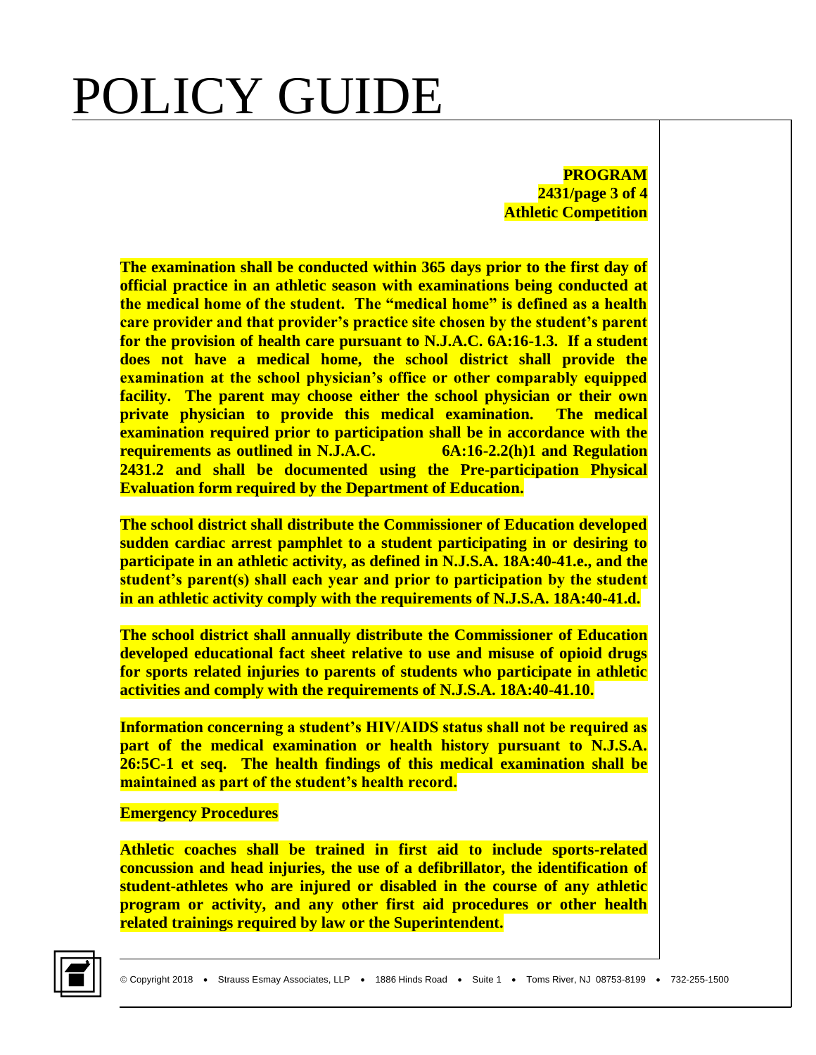**The examination shall be conducted within 365 days prior to the first day of official practice in an athletic season with examinations being conducted at the medical home of the student. The "medical home" is defined as a health care provider and that provider's practice site chosen by the student's parent for the provision of health care pursuant to N.J.A.C. 6A:16-1.3. If a student does not have a medical home, the school district shall provide the examination at the school physician's office or other comparably equipped facility. The parent may choose either the school physician or their own private physician to provide this medical examination. The medical examination required prior to participation shall be in accordance with the requirements as outlined in N.J.A.C. 6A:16-2.2(h)1 and Regulation 2431.2 and shall be documented using the Pre-participation Physical Evaluation form required by the Department of Education.**

**The school district shall distribute the Commissioner of Education developed sudden cardiac arrest pamphlet to a student participating in or desiring to participate in an athletic activity, as defined in N.J.S.A. 18A:40-41.e., and the student's parent(s) shall each year and prior to participation by the student in an athletic activity comply with the requirements of N.J.S.A. 18A:40-41.d.**

**The school district shall annually distribute the Commissioner of Education developed educational fact sheet relative to use and misuse of opioid drugs for sports related injuries to parents of students who participate in athletic activities and comply with the requirements of N.J.S.A. 18A:40-41.10.**

**Information concerning a student's HIV/AIDS status shall not be required as part of the medical examination or health history pursuant to N.J.S.A. 26:5C-1 et seq. The health findings of this medical examination shall be maintained as part of the student's health record.**

**Emergency Procedures**

**Athletic coaches shall be trained in first aid to include sports-related concussion and head injuries, the use of a defibrillator, the identification of student-athletes who are injured or disabled in the course of any athletic program or activity, and any other first aid procedures or other health related trainings required by law or the Superintendent.**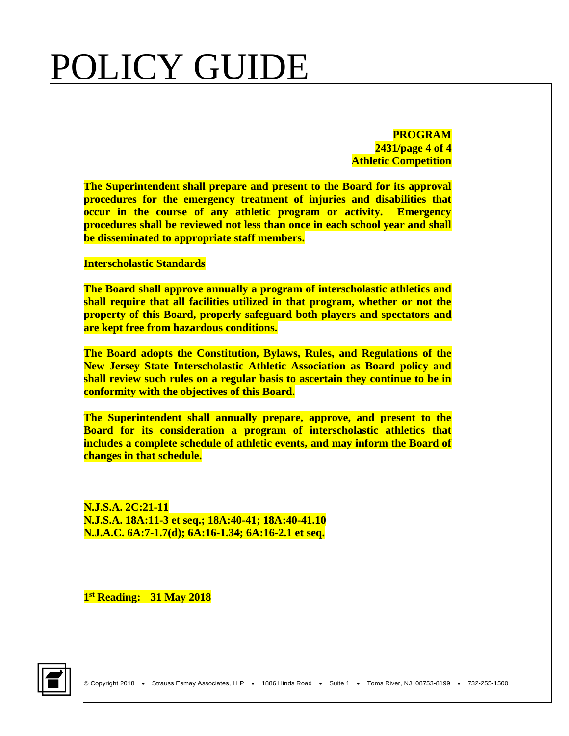**The Superintendent shall prepare and present to the Board for its approval procedures for the emergency treatment of injuries and disabilities that occur in the course of any athletic program or activity. Emergency procedures shall be reviewed not less than once in each school year and shall be disseminated to appropriate staff members.**

**Interscholastic Standards**

**The Board shall approve annually a program of interscholastic athletics and shall require that all facilities utilized in that program, whether or not the property of this Board, properly safeguard both players and spectators and are kept free from hazardous conditions.**

**The Board adopts the Constitution, Bylaws, Rules, and Regulations of the New Jersey State Interscholastic Athletic Association as Board policy and shall review such rules on a regular basis to ascertain they continue to be in conformity with the objectives of this Board.**

**The Superintendent shall annually prepare, approve, and present to the Board for its consideration a program of interscholastic athletics that includes a complete schedule of athletic events, and may inform the Board of changes in that schedule.**

**N.J.S.A. 2C:21-11**
**N.J.S.A. 18A:11-3 et seq.; 18A:40-41; 18A:40-41.10**
**N.J.A.C. 6A:7-1.7(d); 6A:16-1.34; 6A:16-2.1 et seq.**

**1st Reading: 31 May 2018**